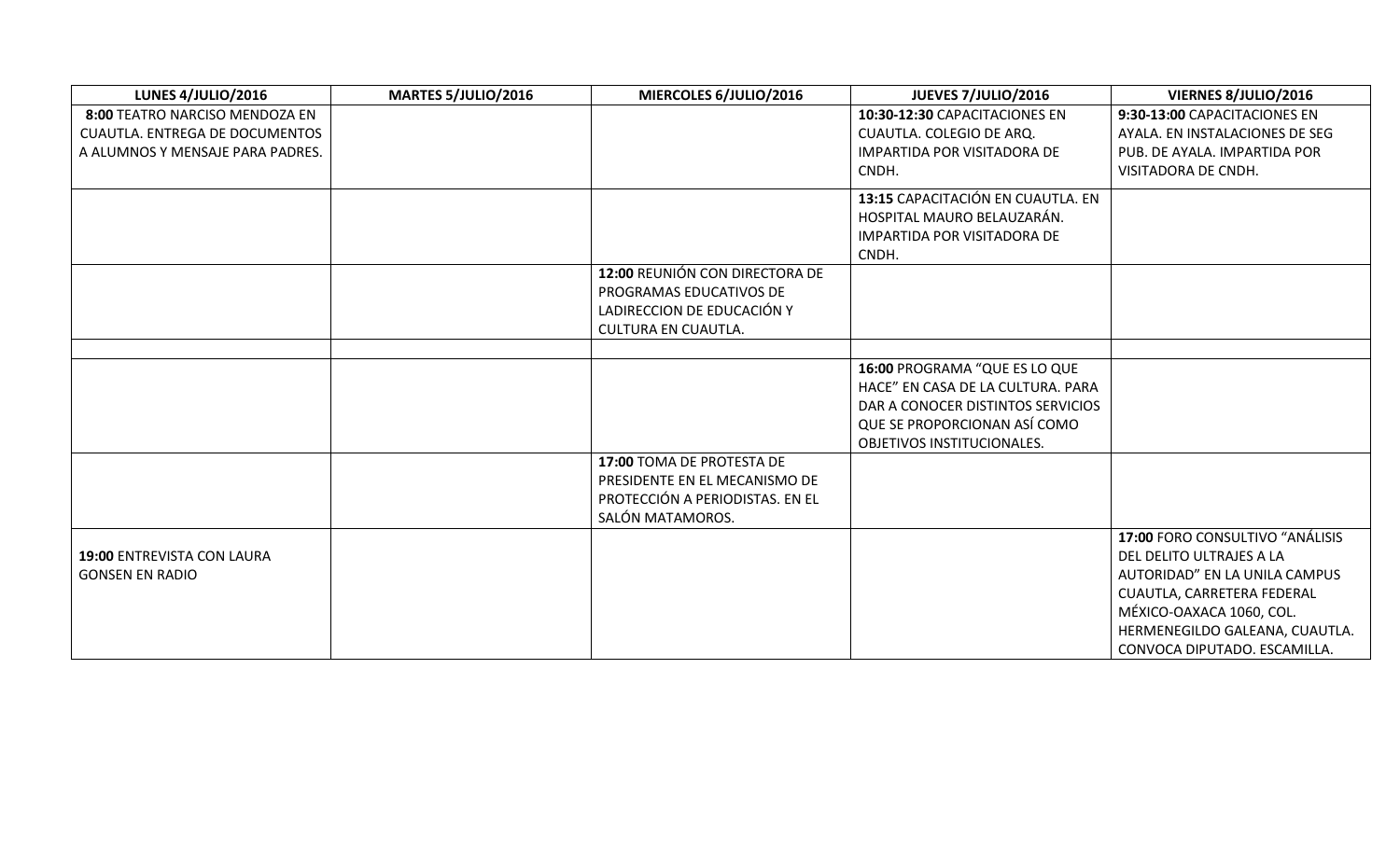| LUNES 4/JULIO/2016 | MARTES 5/JULIO/2016 | MIERCOLES 6/JULIO/2016 | JUEVES 7/JULIO/2016 | VIERNES 8/JULIO/2016 |
|---|---|---|---|---|
| **8:00** TEATRO NARCISO MENDOZA EN CUAUTLA. ENTREGA DE DOCUMENTOS A ALUMNOS Y MENSAJE PARA PADRES. | | | **10:30-12:30** CAPACITACIONES EN CUAUTLA. COLEGIO DE ARQ. IMPARTIDA POR VISITADORA DE CNDH. | **9:30-13:00** CAPACITACIONES EN AYALA. EN INSTALACIONES DE SEG PUB. DE AYALA. IMPARTIDA POR VISITADORA DE CNDH. |
| | | | **13:15** CAPACITACIÓN EN CUAUTLA. EN HOSPITAL MAURO BELAUZARÁN. IMPARTIDA POR VISITADORA DE CNDH. | |
| | | **12:00** REUNIÓN CON DIRECTORA DE PROGRAMAS EDUCATIVOS DE LADIRECCION DE EDUCACIÓN Y CULTURA EN CUAUTLA. | | |
| | | | | |
| | | | **16:00** PROGRAMA "QUE ES LO QUE HACE" EN CASA DE LA CULTURA. PARA DAR A CONOCER DISTINTOS SERVICIOS QUE SE PROPORCIONAN ASÍ COMO OBJETIVOS INSTITUCIONALES. | |
| | | **17:00** TOMA DE PROTESTA DE PRESIDENTE EN EL MECANISMO DE PROTECCIÓN A PERIODISTAS. EN EL SALÓN MATAMOROS. | | |
| **19:00** ENTREVISTA CON LAURA GONSEN EN RADIO | | | | **17:00** FORO CONSULTIVO "ANÁLISIS DEL DELITO ULTRAJES A LA AUTORIDAD" EN LA UNILA CAMPUS CUAUTLA, CARRETERA FEDERAL MÉXICO-OAXACA 1060, COL. HERMENEGILDO GALEANA, CUAUTLA. CONVOCA DIPUTADO. ESCAMILLA. |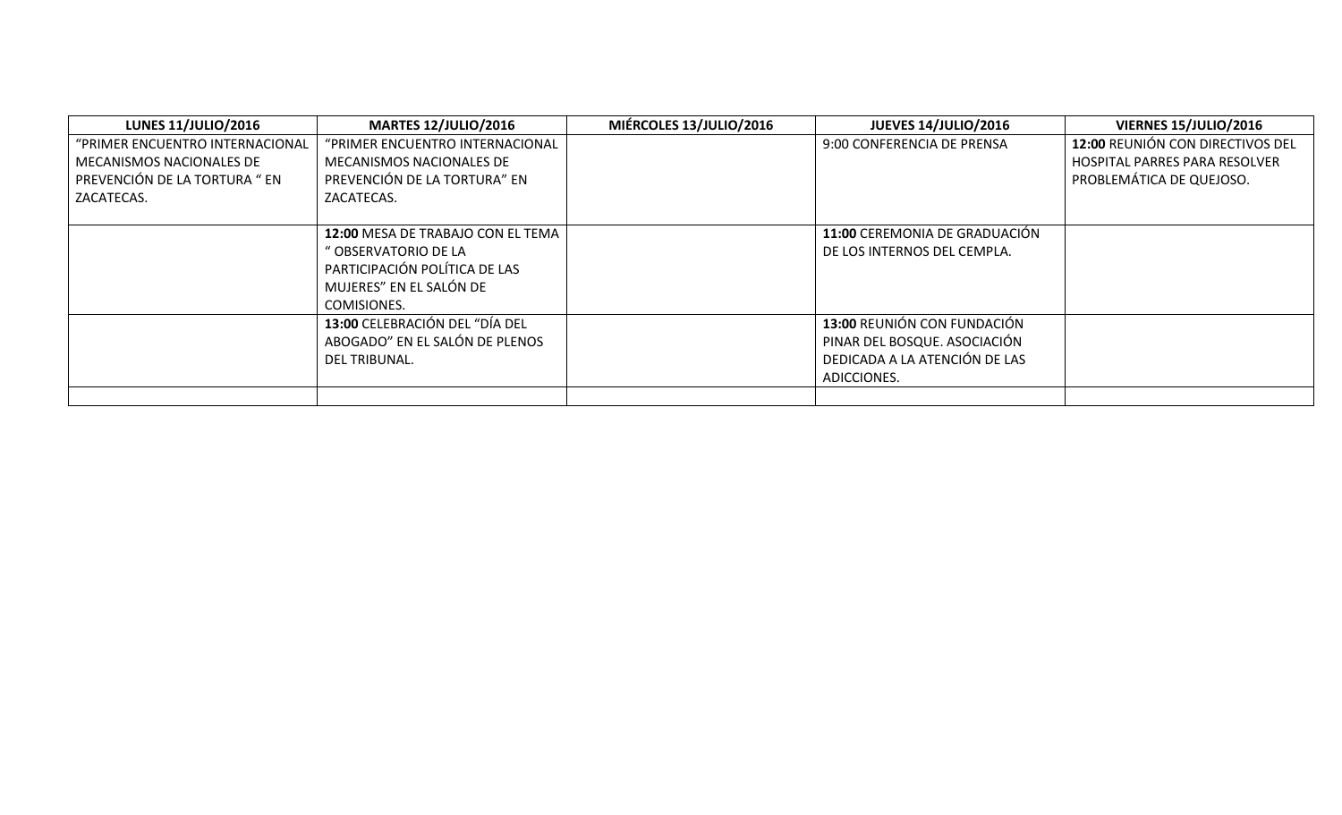| LUNES 11/JULIO/2016 | MARTES 12/JULIO/2016 | MIÉRCOLES 13/JULIO/2016 | JUEVES 14/JULIO/2016 | VIERNES 15/JULIO/2016 |
|---|---|---|---|---|
| "PRIMER ENCUENTRO INTERNACIONAL MECANISMOS NACIONALES DE PREVENCIÓN DE LA TORTURA " EN ZACATECAS. | "PRIMER ENCUENTRO INTERNACIONAL MECANISMOS NACIONALES DE PREVENCIÓN DE LA TORTURA" EN ZACATECAS. | | 9:00 CONFERENCIA DE PRENSA | **12:00** REUNIÓN CON DIRECTIVOS DEL HOSPITAL PARRES PARA RESOLVER PROBLEMÁTICA DE QUEJOSO. |
| | **12:00** MESA DE TRABAJO CON EL TEMA " OBSERVATORIO DE LA PARTICIPACIÓN POLÍTICA DE LAS MUJERES" EN EL SALÓN DE COMISIONES. | | **11:00** CEREMONIA DE GRADUACIÓN DE LOS INTERNOS DEL CEMPLA. | |
| | **13:00** CELEBRACIÓN DEL "DÍA DEL ABOGADO" EN EL SALÓN DE PLENOS DEL TRIBUNAL. | | **13:00** REUNIÓN CON FUNDACIÓN PINAR DEL BOSQUE. ASOCIACIÓN DEDICADA A LA ATENCIÓN DE LAS ADICCIONES. | |
| | | | | |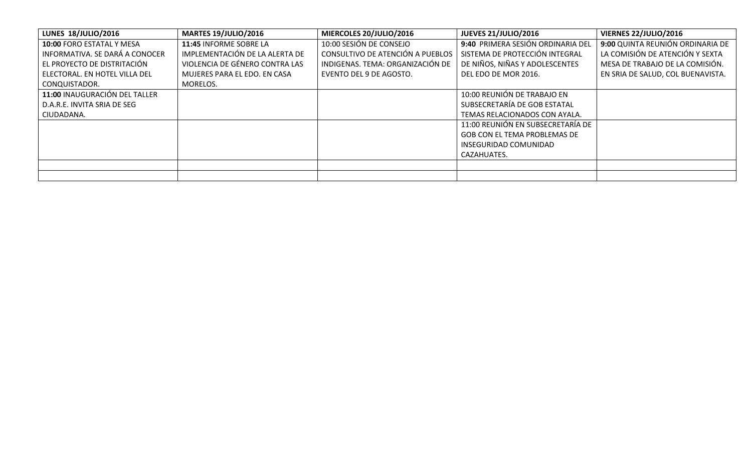| LUNES 18/JULIO/2016 | MARTES 19/JULIO/2016 | MIERCOLES 20/JULIO/2016 | JUEVES 21/JULIO/2016 | VIERNES 22/JULIO/2016 |
|---|---|---|---|---|
| **10:00** FORO ESTATAL Y MESA INFORMATIVA. SE DARÁ A CONOCER EL PROYECTO DE DISTRITACIÓN ELECTORAL. EN HOTEL VILLA DEL CONQUISTADOR. | **11:45** INFORME SOBRE LA IMPLEMENTACIÓN DE LA ALERTA DE VIOLENCIA DE GÉNERO CONTRA LAS MUJERES PARA EL EDO. EN CASA MORELOS. | 10:00 SESIÓN DE CONSEJO CONSULTIVO DE ATENCIÓN A PUEBLOS INDIGENAS. TEMA: ORGANIZACIÓN DE EVENTO DEL 9 DE AGOSTO. | **9:40** PRIMERA SESIÓN ORDINARIA DEL SISTEMA DE PROTECCIÓN INTEGRAL DE NIÑOS, NIÑAS Y ADOLESCENTES DEL EDO DE MOR 2016. | **9:00** QUINTA REUNIÓN ORDINARIA DE LA COMISIÓN DE ATENCIÓN Y SEXTA MESA DE TRABAJO DE LA COMISIÓN. EN SRIA DE SALUD, COL BUENAVISTA. |
| **11:00** INAUGURACIÓN DEL TALLER D.A.R.E. INVITA SRIA DE SEG CIUDADANA. | | | 10:00 REUNIÓN DE TRABAJO EN SUBSECRETARÍA DE GOB ESTATAL TEMAS RELACIONADOS CON AYALA. | |
| | | | 11:00 REUNIÓN EN SUBSECRETARÍA DE GOB CON EL TEMA PROBLEMAS DE INSEGURIDAD COMUNIDAD CAZAHUATES. | |
| | | | | |
| | | | | |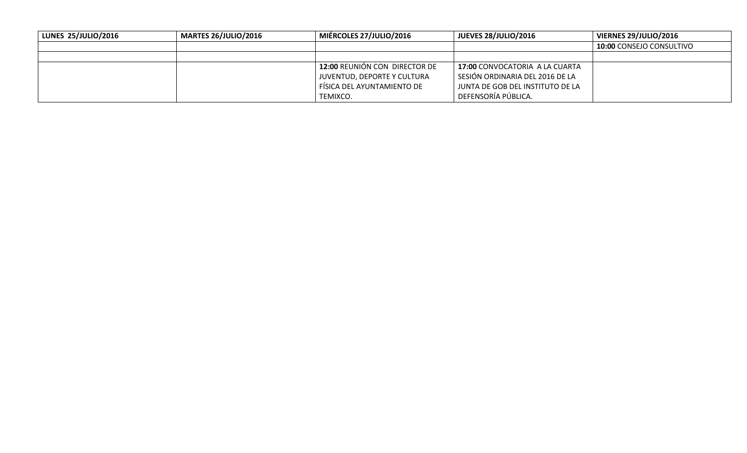| LUNES 25/JULIO/2016 | MARTES 26/JULIO/2016 | MIÉRCOLES 27/JULIO/2016 | JUEVES 28/JULIO/2016 | VIERNES 29/JULIO/2016 |
|---|---|---|---|---|
| | | | | **10:00** CONSEJO CONSULTIVO |
| | | | | |
| | | **12:00** REUNIÓN CON DIRECTOR DE JUVENTUD, DEPORTE Y CULTURA FÍSICA DEL AYUNTAMIENTO DE TEMIXCO. | **17:00** CONVOCATORIA A LA CUARTA SESIÓN ORDINARIA DEL 2016 DE LA JUNTA DE GOB DEL INSTITUTO DE LA DEFENSORÍA PÚBLICA. | |